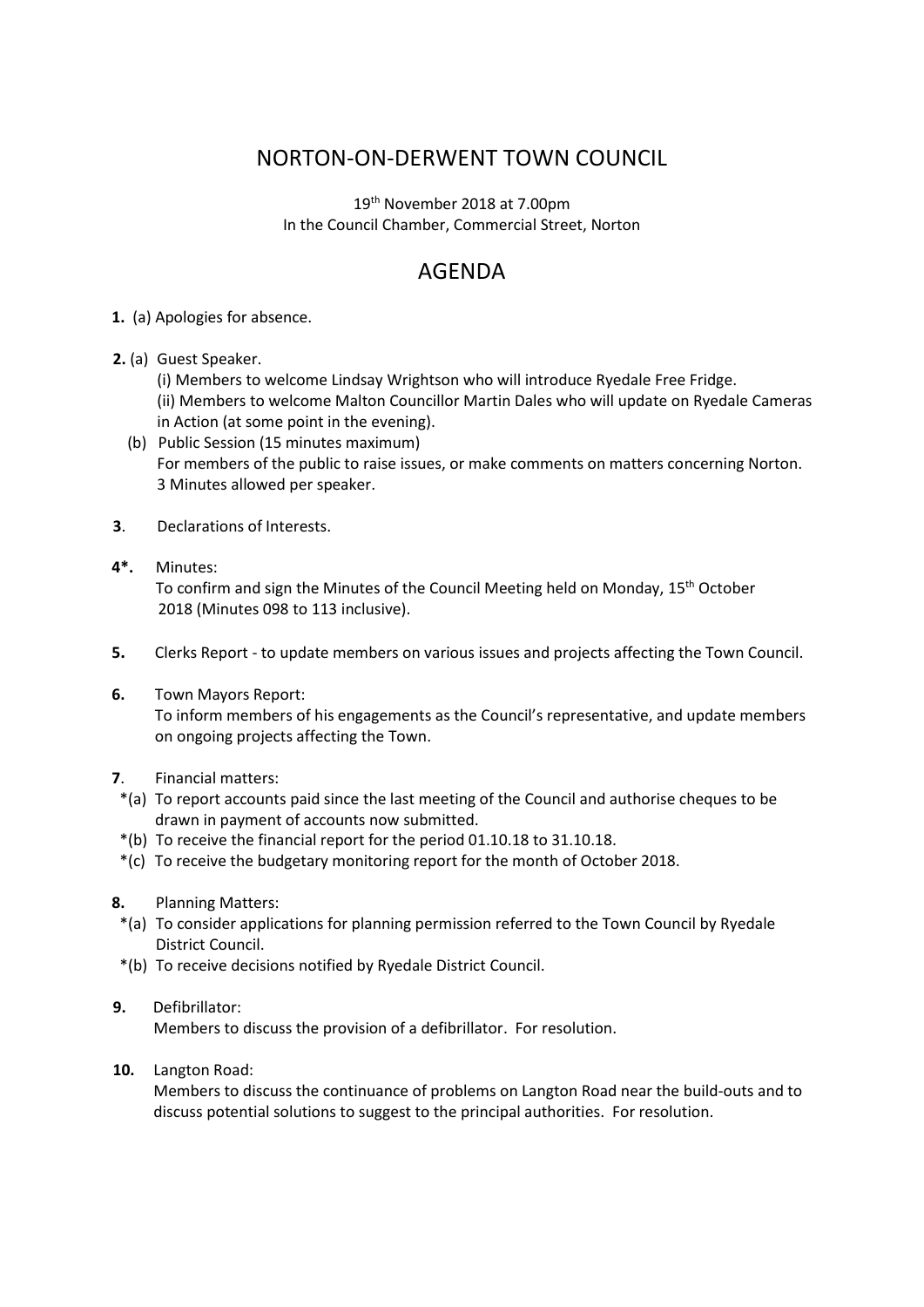# NORTON-ON-DERWENT TOWN COUNCIL

19th November 2018 at 7.00pm
In the Council Chamber, Commercial Street, Norton

## AGENDA

**1.** (a) Apologies for absence.

**2.** (a) Guest Speaker.
(i) Members to welcome Lindsay Wrightson who will introduce Ryedale Free Fridge.
(ii) Members to welcome Malton Councillor Martin Dales who will update on Ryedale Cameras in Action (at some point in the evening).
(b) Public Session (15 minutes maximum)
For members of the public to raise issues, or make comments on matters concerning Norton. 3 Minutes allowed per speaker.

**3**. Declarations of Interests.

**4*.** Minutes:
To confirm and sign the Minutes of the Council Meeting held on Monday, 15th October 2018 (Minutes 098 to 113 inclusive).

**5.** Clerks Report - to update members on various issues and projects affecting the Town Council.

**6.** Town Mayors Report:
To inform members of his engagements as the Council's representative, and update members on ongoing projects affecting the Town.

**7**. Financial matters:
*(a) To report accounts paid since the last meeting of the Council and authorise cheques to be drawn in payment of accounts now submitted.
*(b) To receive the financial report for the period 01.10.18 to 31.10.18.
*(c) To receive the budgetary monitoring report for the month of October 2018.

**8.** Planning Matters:
*(a) To consider applications for planning permission referred to the Town Council by Ryedale District Council.
*(b) To receive decisions notified by Ryedale District Council.

**9.** Defibrillator:
Members to discuss the provision of a defibrillator. For resolution.

**10.** Langton Road:
Members to discuss the continuance of problems on Langton Road near the build-outs and to discuss potential solutions to suggest to the principal authorities. For resolution.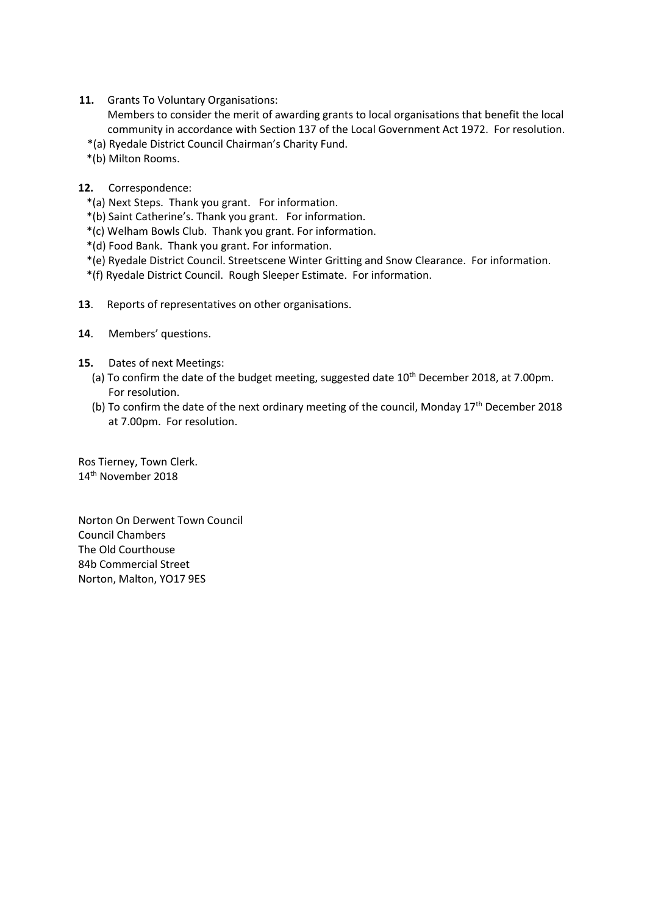**11.** Grants To Voluntary Organisations:
Members to consider the merit of awarding grants to local organisations that benefit the local community in accordance with Section 137 of the Local Government Act 1972. For resolution.

*(a) Ryedale District Council Chairman's Charity Fund.
*(b) Milton Rooms.

**12.** Correspondence:

*(a) Next Steps. Thank you grant. For information.
*(b) Saint Catherine's. Thank you grant. For information.
*(c) Welham Bowls Club. Thank you grant. For information.
*(d) Food Bank. Thank you grant. For information.
*(e) Ryedale District Council. Streetscene Winter Gritting and Snow Clearance. For information.
*(f) Ryedale District Council. Rough Sleeper Estimate. For information.

**13**. Reports of representatives on other organisations.

**14**. Members' questions.

**15.** Dates of next Meetings:

(a) To confirm the date of the budget meeting, suggested date 10th December 2018, at 7.00pm. For resolution.
(b) To confirm the date of the next ordinary meeting of the council, Monday 17th December 2018 at 7.00pm. For resolution.

Ros Tierney, Town Clerk.
14th November 2018

Norton On Derwent Town Council
Council Chambers
The Old Courthouse
84b Commercial Street
Norton, Malton, YO17 9ES